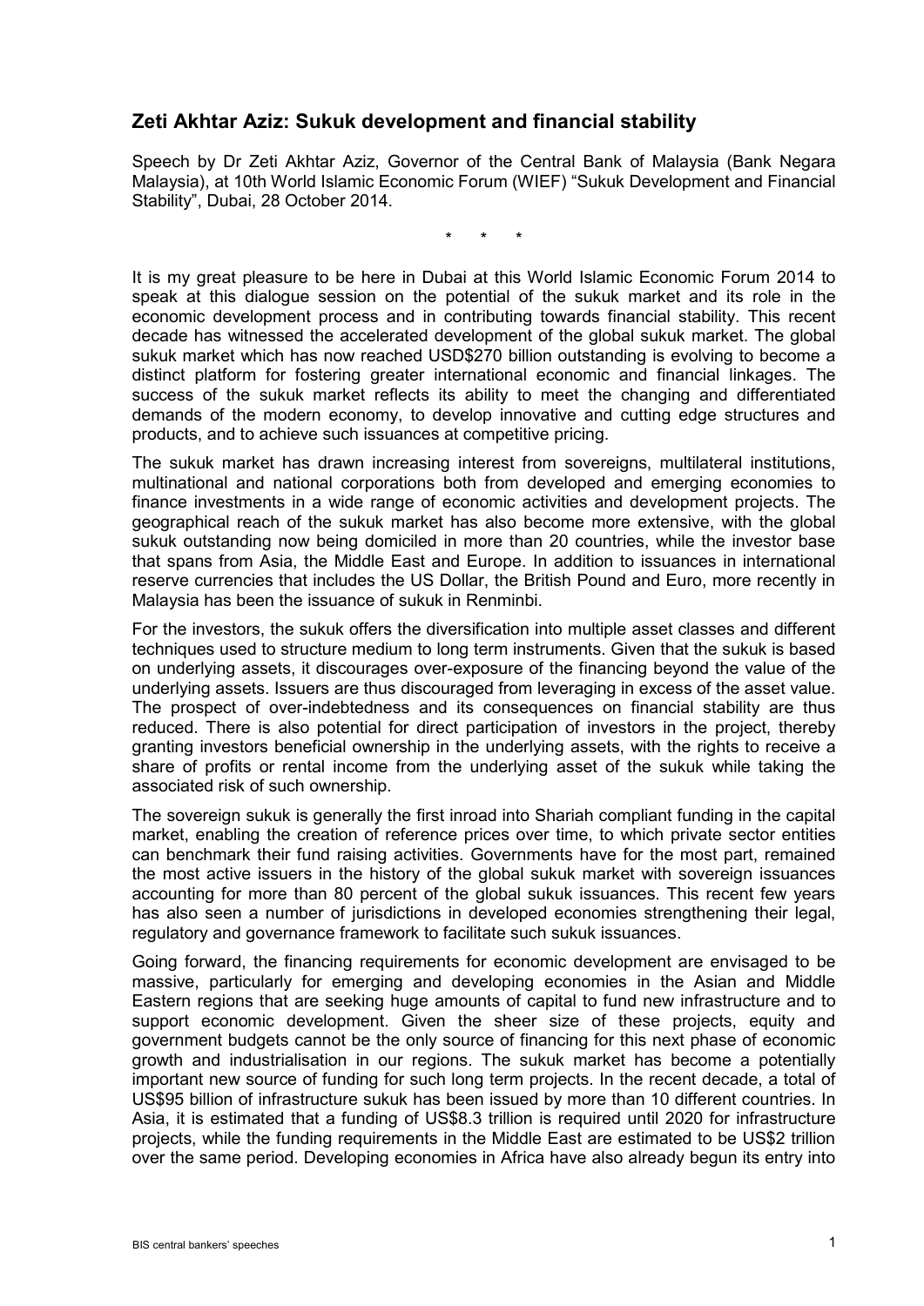## Zeti Akhtar Aziz: Sukuk development and financial stability

Speech by Dr Zeti Akhtar Aziz, Governor of the Central Bank of Malaysia (Bank Negara Malaysia), at 10th World Islamic Economic Forum (WIEF) "Sukuk Development and Financial Stability", Dubai, 28 October 2014.

\*     \*     \*

It is my great pleasure to be here in Dubai at this World Islamic Economic Forum 2014 to speak at this dialogue session on the potential of the sukuk market and its role in the economic development process and in contributing towards financial stability. This recent decade has witnessed the accelerated development of the global sukuk market. The global sukuk market which has now reached USD$270 billion outstanding is evolving to become a distinct platform for fostering greater international economic and financial linkages. The success of the sukuk market reflects its ability to meet the changing and differentiated demands of the modern economy, to develop innovative and cutting edge structures and products, and to achieve such issuances at competitive pricing.

The sukuk market has drawn increasing interest from sovereigns, multilateral institutions, multinational and national corporations both from developed and emerging economies to finance investments in a wide range of economic activities and development projects. The geographical reach of the sukuk market has also become more extensive, with the global sukuk outstanding now being domiciled in more than 20 countries, while the investor base that spans from Asia, the Middle East and Europe. In addition to issuances in international reserve currencies that includes the US Dollar, the British Pound and Euro, more recently in Malaysia has been the issuance of sukuk in Renminbi.

For the investors, the sukuk offers the diversification into multiple asset classes and different techniques used to structure medium to long term instruments. Given that the sukuk is based on underlying assets, it discourages over-exposure of the financing beyond the value of the underlying assets. Issuers are thus discouraged from leveraging in excess of the asset value. The prospect of over-indebtedness and its consequences on financial stability are thus reduced. There is also potential for direct participation of investors in the project, thereby granting investors beneficial ownership in the underlying assets, with the rights to receive a share of profits or rental income from the underlying asset of the sukuk while taking the associated risk of such ownership.

The sovereign sukuk is generally the first inroad into Shariah compliant funding in the capital market, enabling the creation of reference prices over time, to which private sector entities can benchmark their fund raising activities. Governments have for the most part, remained the most active issuers in the history of the global sukuk market with sovereign issuances accounting for more than 80 percent of the global sukuk issuances. This recent few years has also seen a number of jurisdictions in developed economies strengthening their legal, regulatory and governance framework to facilitate such sukuk issuances.

Going forward, the financing requirements for economic development are envisaged to be massive, particularly for emerging and developing economies in the Asian and Middle Eastern regions that are seeking huge amounts of capital to fund new infrastructure and to support economic development. Given the sheer size of these projects, equity and government budgets cannot be the only source of financing for this next phase of economic growth and industrialisation in our regions. The sukuk market has become a potentially important new source of funding for such long term projects. In the recent decade, a total of US$95 billion of infrastructure sukuk has been issued by more than 10 different countries. In Asia, it is estimated that a funding of US$8.3 trillion is required until 2020 for infrastructure projects, while the funding requirements in the Middle East are estimated to be US$2 trillion over the same period. Developing economies in Africa have also already begun its entry into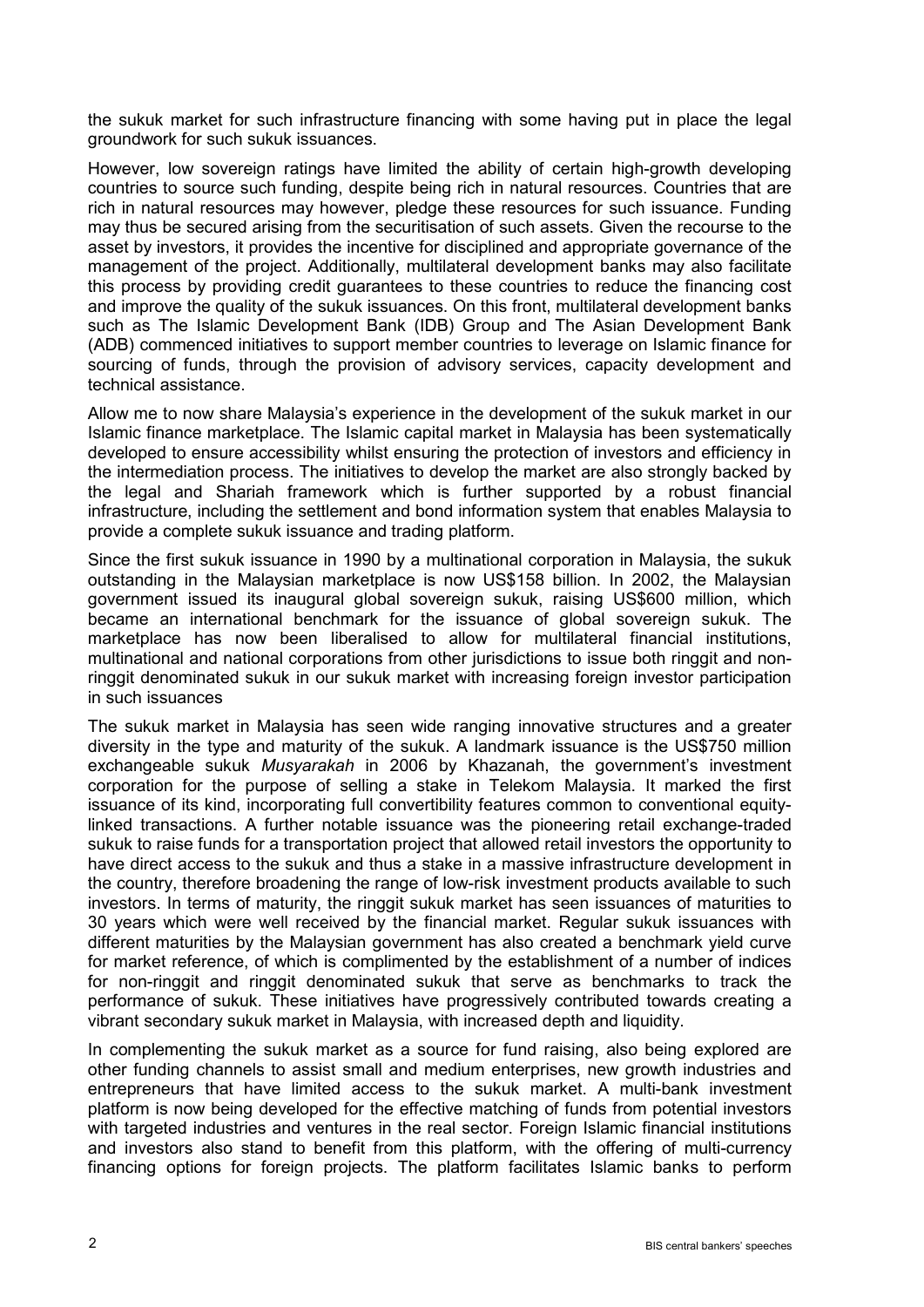the sukuk market for such infrastructure financing with some having put in place the legal groundwork for such sukuk issuances.

However, low sovereign ratings have limited the ability of certain high-growth developing countries to source such funding, despite being rich in natural resources. Countries that are rich in natural resources may however, pledge these resources for such issuance. Funding may thus be secured arising from the securitisation of such assets. Given the recourse to the asset by investors, it provides the incentive for disciplined and appropriate governance of the management of the project. Additionally, multilateral development banks may also facilitate this process by providing credit guarantees to these countries to reduce the financing cost and improve the quality of the sukuk issuances. On this front, multilateral development banks such as The Islamic Development Bank (IDB) Group and The Asian Development Bank (ADB) commenced initiatives to support member countries to leverage on Islamic finance for sourcing of funds, through the provision of advisory services, capacity development and technical assistance.

Allow me to now share Malaysia's experience in the development of the sukuk market in our Islamic finance marketplace. The Islamic capital market in Malaysia has been systematically developed to ensure accessibility whilst ensuring the protection of investors and efficiency in the intermediation process. The initiatives to develop the market are also strongly backed by the legal and Shariah framework which is further supported by a robust financial infrastructure, including the settlement and bond information system that enables Malaysia to provide a complete sukuk issuance and trading platform.

Since the first sukuk issuance in 1990 by a multinational corporation in Malaysia, the sukuk outstanding in the Malaysian marketplace is now US$158 billion. In 2002, the Malaysian government issued its inaugural global sovereign sukuk, raising US$600 million, which became an international benchmark for the issuance of global sovereign sukuk. The marketplace has now been liberalised to allow for multilateral financial institutions, multinational and national corporations from other jurisdictions to issue both ringgit and non-ringgit denominated sukuk in our sukuk market with increasing foreign investor participation in such issuances

The sukuk market in Malaysia has seen wide ranging innovative structures and a greater diversity in the type and maturity of the sukuk. A landmark issuance is the US$750 million exchangeable sukuk *Musyarakah* in 2006 by Khazanah, the government's investment corporation for the purpose of selling a stake in Telekom Malaysia. It marked the first issuance of its kind, incorporating full convertibility features common to conventional equity-linked transactions. A further notable issuance was the pioneering retail exchange-traded sukuk to raise funds for a transportation project that allowed retail investors the opportunity to have direct access to the sukuk and thus a stake in a massive infrastructure development in the country, therefore broadening the range of low-risk investment products available to such investors. In terms of maturity, the ringgit sukuk market has seen issuances of maturities to 30 years which were well received by the financial market. Regular sukuk issuances with different maturities by the Malaysian government has also created a benchmark yield curve for market reference, of which is complimented by the establishment of a number of indices for non-ringgit and ringgit denominated sukuk that serve as benchmarks to track the performance of sukuk. These initiatives have progressively contributed towards creating a vibrant secondary sukuk market in Malaysia, with increased depth and liquidity.

In complementing the sukuk market as a source for fund raising, also being explored are other funding channels to assist small and medium enterprises, new growth industries and entrepreneurs that have limited access to the sukuk market. A multi-bank investment platform is now being developed for the effective matching of funds from potential investors with targeted industries and ventures in the real sector. Foreign Islamic financial institutions and investors also stand to benefit from this platform, with the offering of multi-currency financing options for foreign projects. The platform facilitates Islamic banks to perform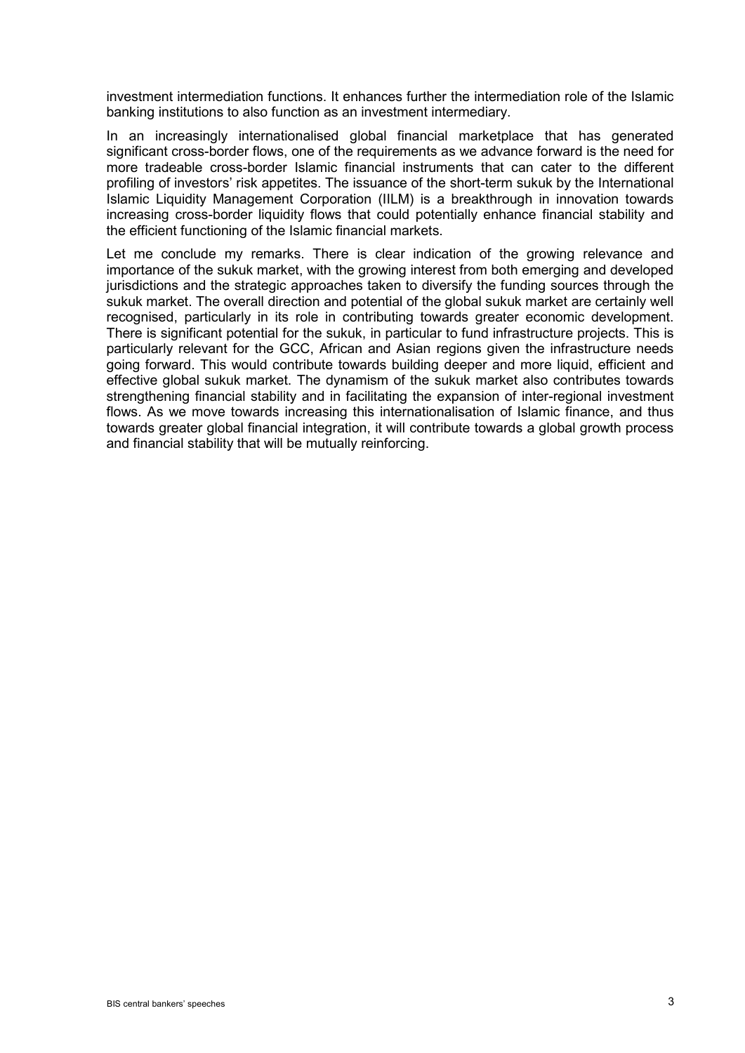investment intermediation functions. It enhances further the intermediation role of the Islamic banking institutions to also function as an investment intermediary.

In an increasingly internationalised global financial marketplace that has generated significant cross-border flows, one of the requirements as we advance forward is the need for more tradeable cross-border Islamic financial instruments that can cater to the different profiling of investors' risk appetites. The issuance of the short-term sukuk by the International Islamic Liquidity Management Corporation (IILM) is a breakthrough in innovation towards increasing cross-border liquidity flows that could potentially enhance financial stability and the efficient functioning of the Islamic financial markets.

Let me conclude my remarks. There is clear indication of the growing relevance and importance of the sukuk market, with the growing interest from both emerging and developed jurisdictions and the strategic approaches taken to diversify the funding sources through the sukuk market. The overall direction and potential of the global sukuk market are certainly well recognised, particularly in its role in contributing towards greater economic development. There is significant potential for the sukuk, in particular to fund infrastructure projects. This is particularly relevant for the GCC, African and Asian regions given the infrastructure needs going forward. This would contribute towards building deeper and more liquid, efficient and effective global sukuk market. The dynamism of the sukuk market also contributes towards strengthening financial stability and in facilitating the expansion of inter-regional investment flows. As we move towards increasing this internationalisation of Islamic finance, and thus towards greater global financial integration, it will contribute towards a global growth process and financial stability that will be mutually reinforcing.